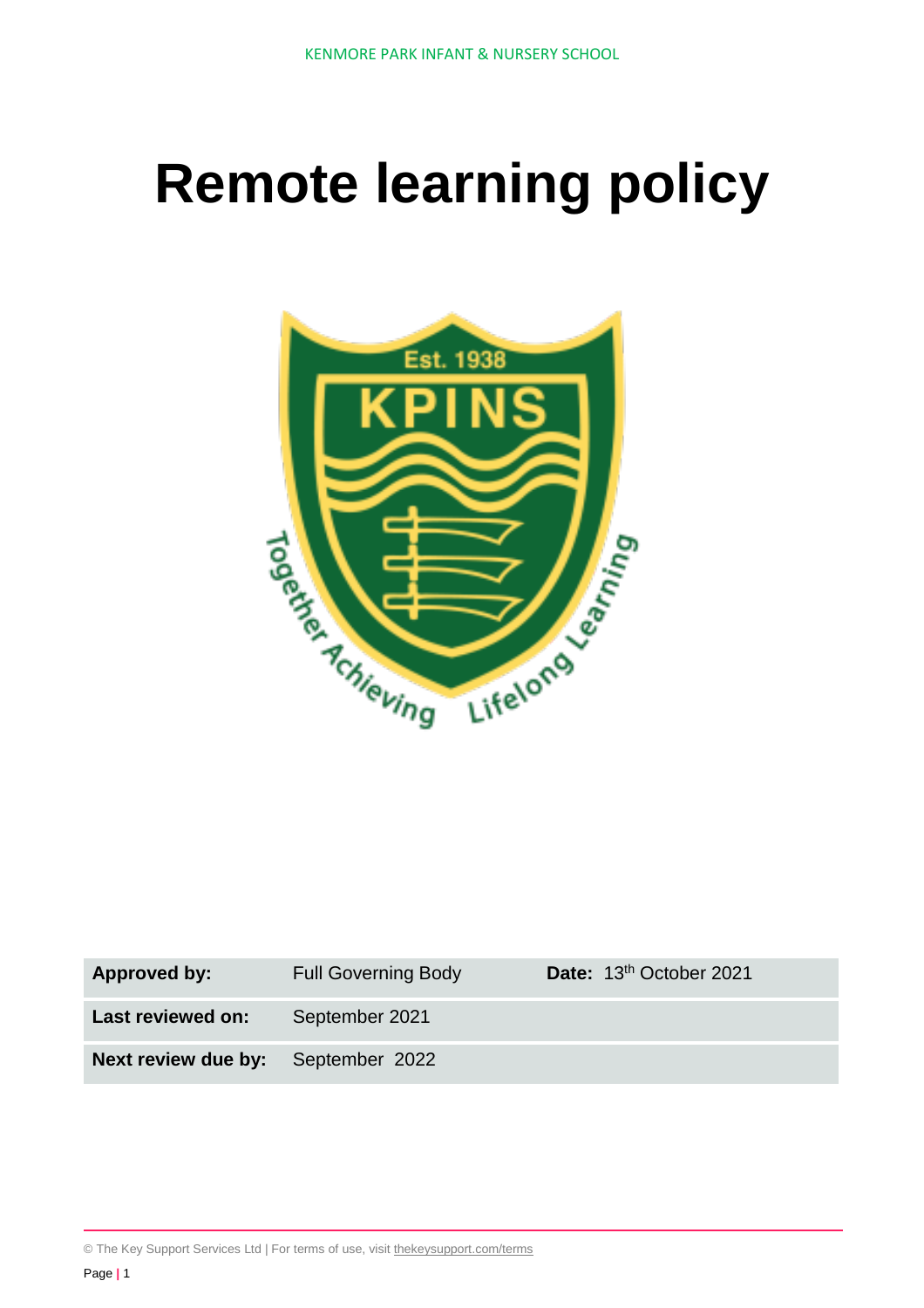# Remote learning policy

| **Approved by:** | Full Governing Body | **Date:** 13th October 2021 |
|---|---|---|
| **Last reviewed on:** | September 2021 | |
| **Next review due by:** | September 2022 | |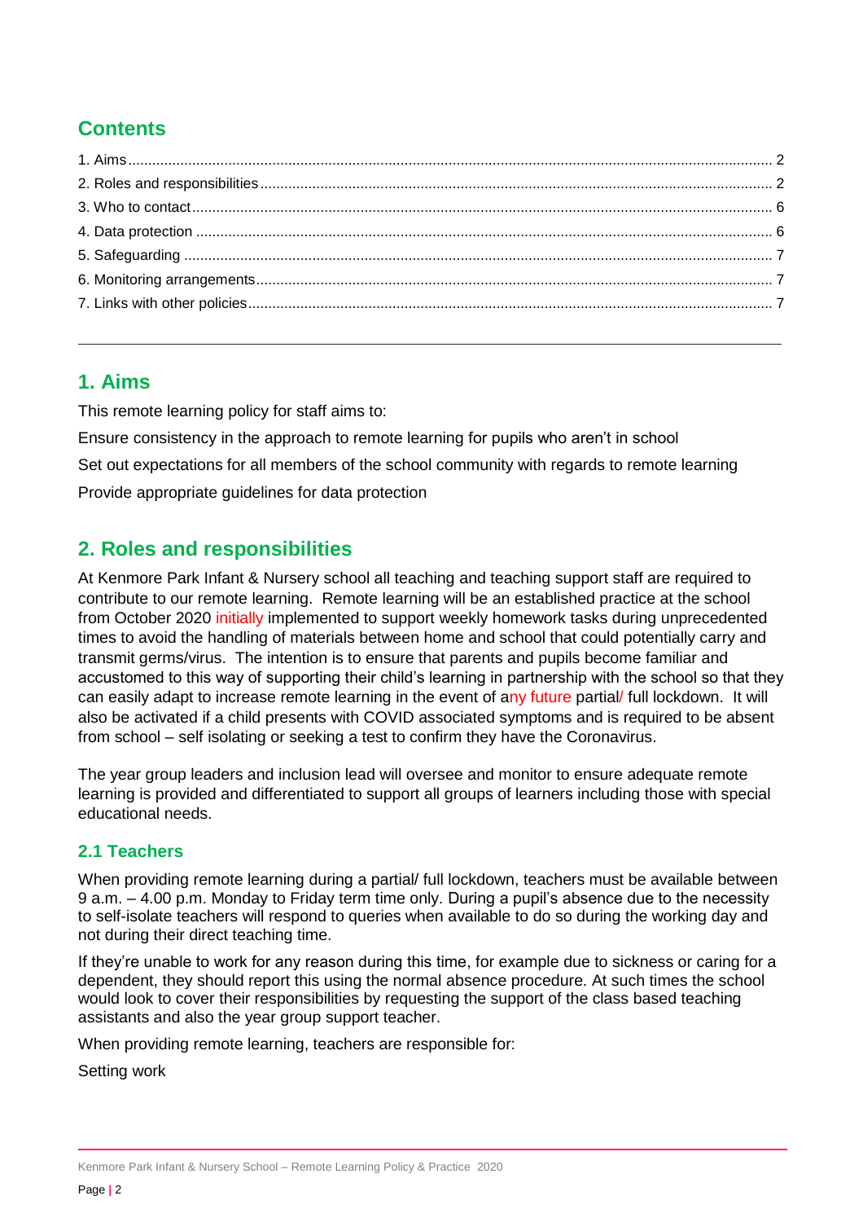## Contents

1. Aims ........ 2
2. Roles and responsibilities ........ 2
3. Who to contact ........ 6
4. Data protection ........ 6
5. Safeguarding ........ 7
6. Monitoring arrangements ........ 7
7. Links with other policies ........ 7

---

## 1. Aims

This remote learning policy for staff aims to:

Ensure consistency in the approach to remote learning for pupils who aren't in school

Set out expectations for all members of the school community with regards to remote learning

Provide appropriate guidelines for data protection

## 2. Roles and responsibilities

At Kenmore Park Infant & Nursery school all teaching and teaching support staff are required to contribute to our remote learning. Remote learning will be an established practice at the school from October 2020 initially implemented to support weekly homework tasks during unprecedented times to avoid the handling of materials between home and school that could potentially carry and transmit germs/virus. The intention is to ensure that parents and pupils become familiar and accustomed to this way of supporting their child's learning in partnership with the school so that they can easily adapt to increase remote learning in the event of any future partial/ full lockdown. It will also be activated if a child presents with COVID associated symptoms and is required to be absent from school – self isolating or seeking a test to confirm they have the Coronavirus.

The year group leaders and inclusion lead will oversee and monitor to ensure adequate remote learning is provided and differentiated to support all groups of learners including those with special educational needs.

### 2.1 Teachers

When providing remote learning during a partial/ full lockdown, teachers must be available between 9 a.m. – 4.00 p.m. Monday to Friday term time only. During a pupil's absence due to the necessity to self-isolate teachers will respond to queries when available to do so during the working day and not during their direct teaching time.

If they're unable to work for any reason during this time, for example due to sickness or caring for a dependent, they should report this using the normal absence procedure. At such times the school would look to cover their responsibilities by requesting the support of the class based teaching assistants and also the year group support teacher.

When providing remote learning, teachers are responsible for:

Setting work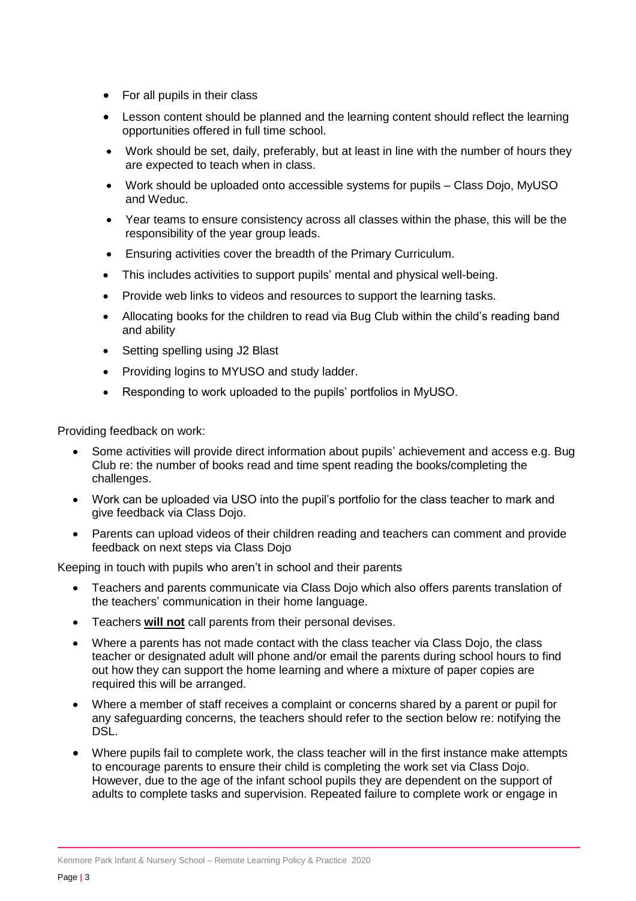- For all pupils in their class
- Lesson content should be planned and the learning content should reflect the learning opportunities offered in full time school.
- Work should be set, daily, preferably, but at least in line with the number of hours they are expected to teach when in class.
- Work should be uploaded onto accessible systems for pupils – Class Dojo, MyUSO and Weduc.
- Year teams to ensure consistency across all classes within the phase, this will be the responsibility of the year group leads.
- Ensuring activities cover the breadth of the Primary Curriculum.
- This includes activities to support pupils' mental and physical well-being.
- Provide web links to videos and resources to support the learning tasks.
- Allocating books for the children to read via Bug Club within the child's reading band and ability
- Setting spelling using J2 Blast
- Providing logins to MYUSO and study ladder.
- Responding to work uploaded to the pupils' portfolios in MyUSO.

Providing feedback on work:

- Some activities will provide direct information about pupils' achievement and access e.g. Bug Club re: the number of books read and time spent reading the books/completing the challenges.
- Work can be uploaded via USO into the pupil's portfolio for the class teacher to mark and give feedback via Class Dojo.
- Parents can upload videos of their children reading and teachers can comment and provide feedback on next steps via Class Dojo

Keeping in touch with pupils who aren't in school and their parents

- Teachers and parents communicate via Class Dojo which also offers parents translation of the teachers' communication in their home language.
- Teachers **will not** call parents from their personal devises.
- Where a parents has not made contact with the class teacher via Class Dojo, the class teacher or designated adult will phone and/or email the parents during school hours to find out how they can support the home learning and where a mixture of paper copies are required this will be arranged.
- Where a member of staff receives a complaint or concerns shared by a parent or pupil for any safeguarding concerns, the teachers should refer to the section below re: notifying the DSL.
- Where pupils fail to complete work, the class teacher will in the first instance make attempts to encourage parents to ensure their child is completing the work set via Class Dojo. However, due to the age of the infant school pupils they are dependent on the support of adults to complete tasks and supervision. Repeated failure to complete work or engage in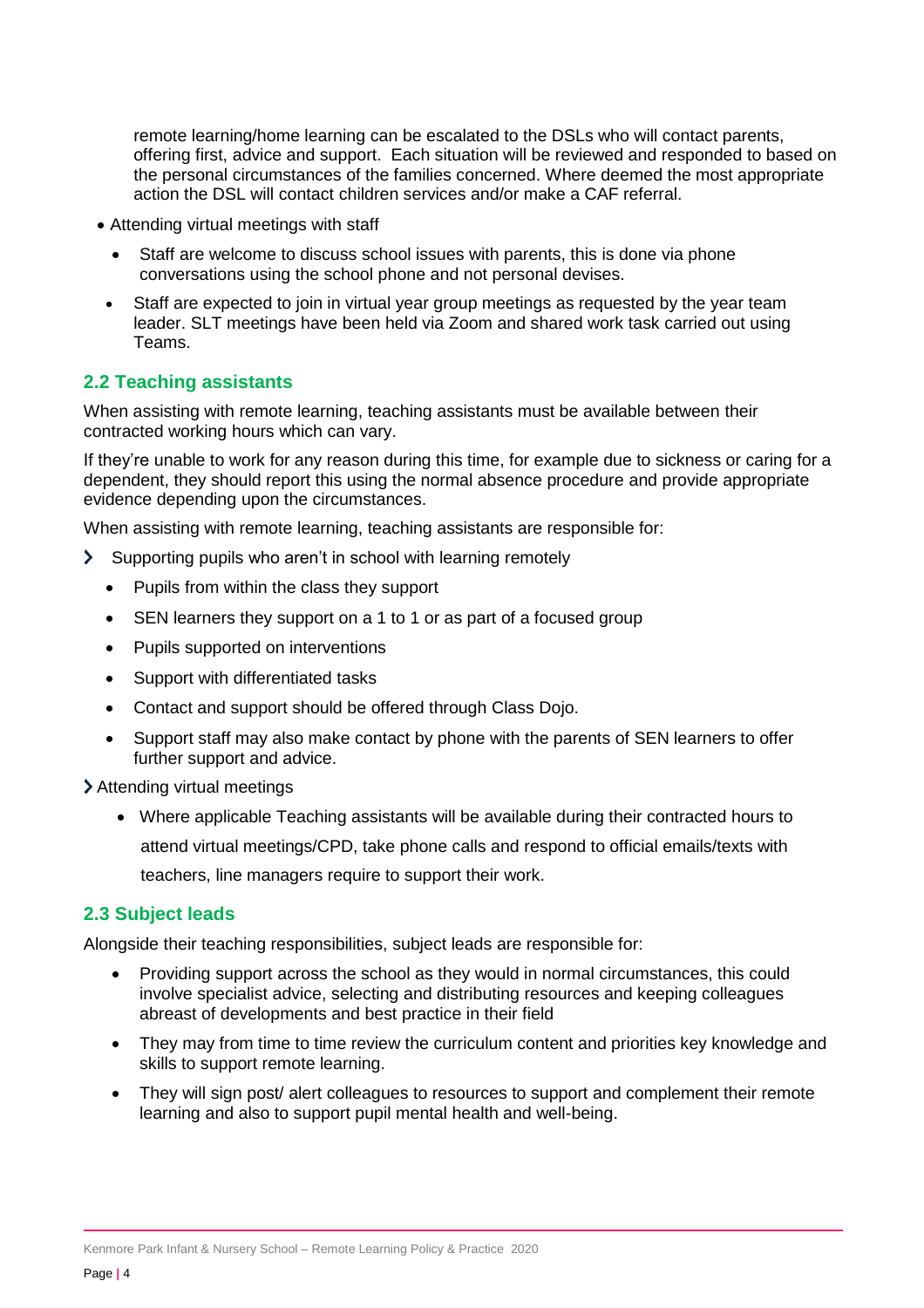remote learning/home learning can be escalated to the DSLs who will contact parents, offering first, advice and support. Each situation will be reviewed and responded to based on the personal circumstances of the families concerned. Where deemed the most appropriate action the DSL will contact children services and/or make a CAF referral.

- Attending virtual meetings with staff
  - Staff are welcome to discuss school issues with parents, this is done via phone conversations using the school phone and not personal devises.
  - Staff are expected to join in virtual year group meetings as requested by the year team leader. SLT meetings have been held via Zoom and shared work task carried out using Teams.

## 2.2 Teaching assistants

When assisting with remote learning, teaching assistants must be available between their contracted working hours which can vary.

If they're unable to work for any reason during this time, for example due to sickness or caring for a dependent, they should report this using the normal absence procedure and provide appropriate evidence depending upon the circumstances.

When assisting with remote learning, teaching assistants are responsible for:

- Supporting pupils who aren't in school with learning remotely
  - Pupils from within the class they support
  - SEN learners they support on a 1 to 1 or as part of a focused group
  - Pupils supported on interventions
  - Support with differentiated tasks
  - Contact and support should be offered through Class Dojo.
  - Support staff may also make contact by phone with the parents of SEN learners to offer further support and advice.
- Attending virtual meetings
  - Where applicable Teaching assistants will be available during their contracted hours to attend virtual meetings/CPD, take phone calls and respond to official emails/texts with teachers, line managers require to support their work.

## 2.3 Subject leads

Alongside their teaching responsibilities, subject leads are responsible for:

- Providing support across the school as they would in normal circumstances, this could involve specialist advice, selecting and distributing resources and keeping colleagues abreast of developments and best practice in their field
- They may from time to time review the curriculum content and priorities key knowledge and skills to support remote learning.
- They will sign post/ alert colleagues to resources to support and complement their remote learning and also to support pupil mental health and well-being.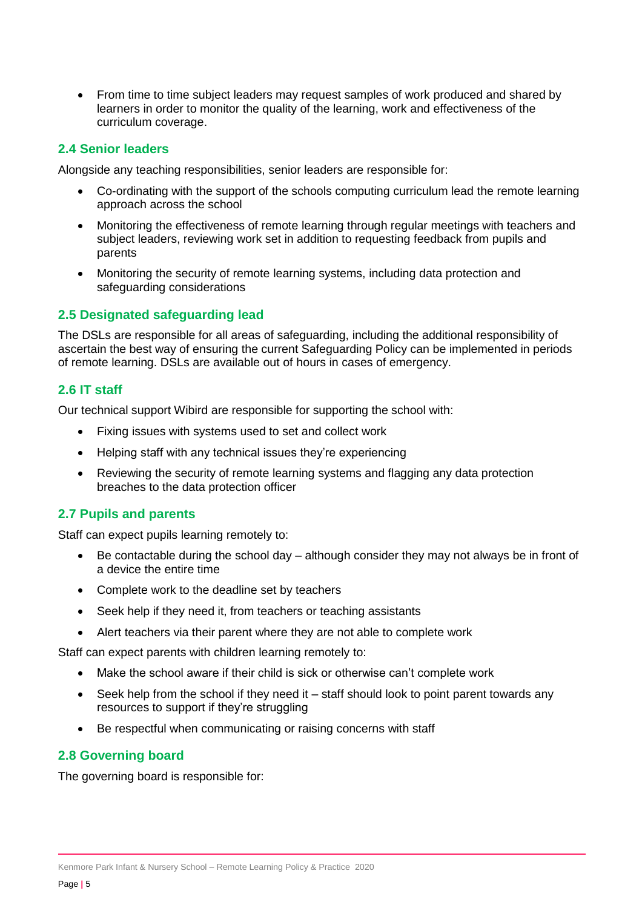- From time to time subject leaders may request samples of work produced and shared by learners in order to monitor the quality of the learning, work and effectiveness of the curriculum coverage.

### 2.4 Senior leaders

Alongside any teaching responsibilities, senior leaders are responsible for:

- Co-ordinating with the support of the schools computing curriculum lead the remote learning approach across the school
- Monitoring the effectiveness of remote learning through regular meetings with teachers and subject leaders, reviewing work set in addition to requesting feedback from pupils and parents
- Monitoring the security of remote learning systems, including data protection and safeguarding considerations

### 2.5 Designated safeguarding lead

The DSLs are responsible for all areas of safeguarding, including the additional responsibility of ascertain the best way of ensuring the current Safeguarding Policy can be implemented in periods of remote learning. DSLs are available out of hours in cases of emergency.

### 2.6 IT staff

Our technical support Wibird are responsible for supporting the school with:

- Fixing issues with systems used to set and collect work
- Helping staff with any technical issues they're experiencing
- Reviewing the security of remote learning systems and flagging any data protection breaches to the data protection officer

### 2.7 Pupils and parents

Staff can expect pupils learning remotely to:

- Be contactable during the school day – although consider they may not always be in front of a device the entire time
- Complete work to the deadline set by teachers
- Seek help if they need it, from teachers or teaching assistants
- Alert teachers via their parent where they are not able to complete work

Staff can expect parents with children learning remotely to:

- Make the school aware if their child is sick or otherwise can't complete work
- Seek help from the school if they need it – staff should look to point parent towards any resources to support if they're struggling
- Be respectful when communicating or raising concerns with staff

### 2.8 Governing board

The governing board is responsible for: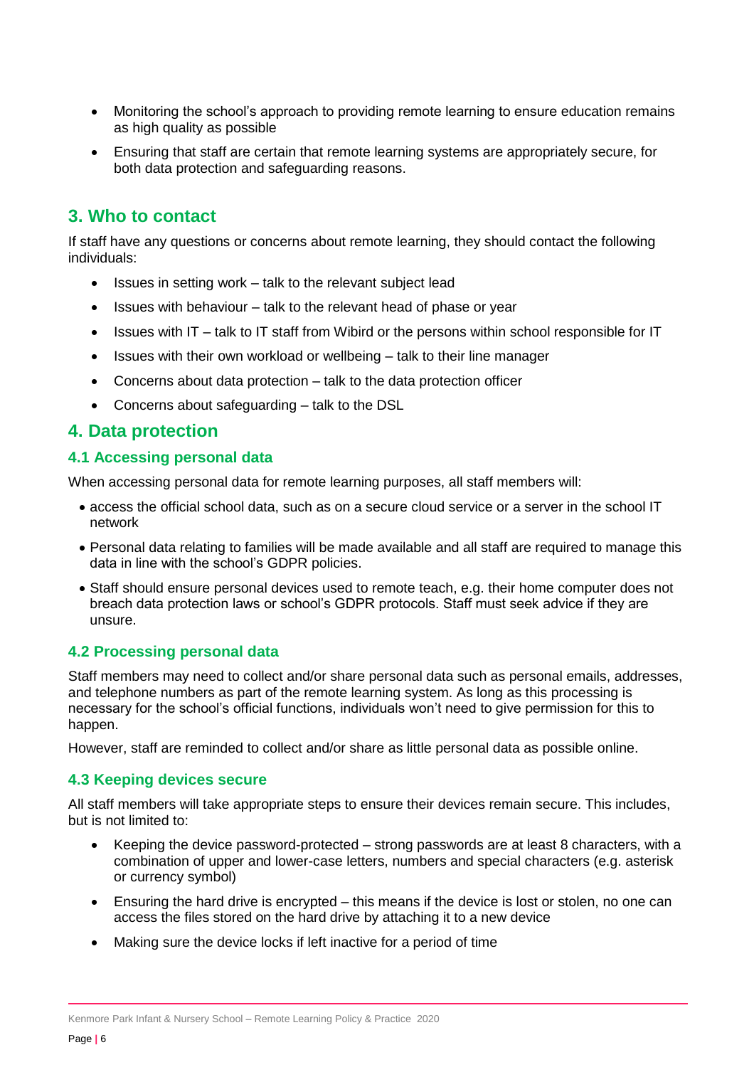- Monitoring the school's approach to providing remote learning to ensure education remains as high quality as possible
- Ensuring that staff are certain that remote learning systems are appropriately secure, for both data protection and safeguarding reasons.

## 3. Who to contact

If staff have any questions or concerns about remote learning, they should contact the following individuals:

- Issues in setting work – talk to the relevant subject lead
- Issues with behaviour – talk to the relevant head of phase or year
- Issues with IT – talk to IT staff from Wibird or the persons within school responsible for IT
- Issues with their own workload or wellbeing – talk to their line manager
- Concerns about data protection – talk to the data protection officer
- Concerns about safeguarding – talk to the DSL

## 4. Data protection

### 4.1 Accessing personal data

When accessing personal data for remote learning purposes, all staff members will:

- access the official school data, such as on a secure cloud service or a server in the school IT network
- Personal data relating to families will be made available and all staff are required to manage this data in line with the school's GDPR policies.
- Staff should ensure personal devices used to remote teach, e.g. their home computer does not breach data protection laws or school's GDPR protocols. Staff must seek advice if they are unsure.

### 4.2 Processing personal data

Staff members may need to collect and/or share personal data such as personal emails, addresses, and telephone numbers as part of the remote learning system. As long as this processing is necessary for the school's official functions, individuals won't need to give permission for this to happen.

However, staff are reminded to collect and/or share as little personal data as possible online.

### 4.3 Keeping devices secure

All staff members will take appropriate steps to ensure their devices remain secure. This includes, but is not limited to:

- Keeping the device password-protected – strong passwords are at least 8 characters, with a combination of upper and lower-case letters, numbers and special characters (e.g. asterisk or currency symbol)
- Ensuring the hard drive is encrypted – this means if the device is lost or stolen, no one can access the files stored on the hard drive by attaching it to a new device
- Making sure the device locks if left inactive for a period of time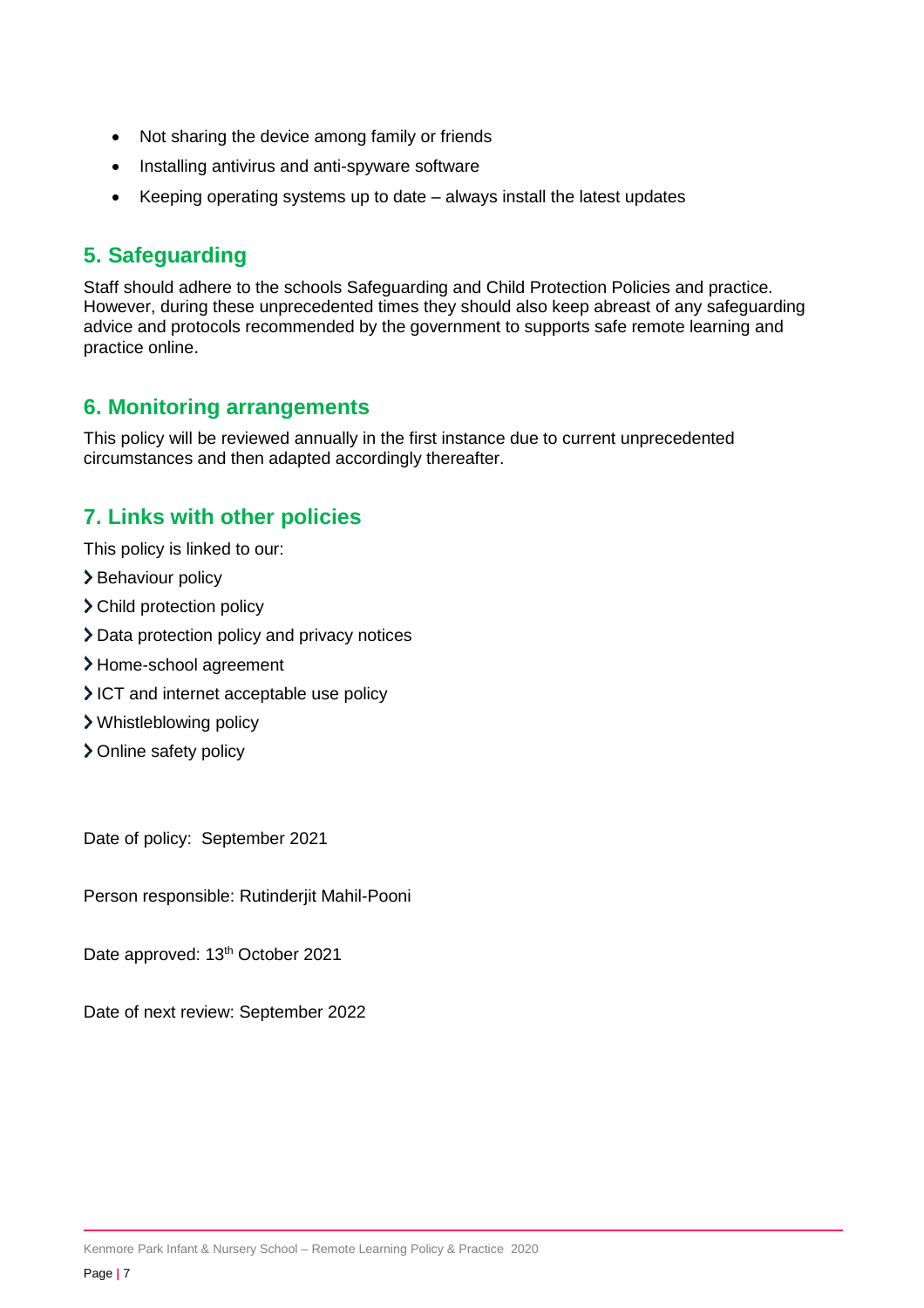- Not sharing the device among family or friends
- Installing antivirus and anti-spyware software
- Keeping operating systems up to date – always install the latest updates

## 5. Safeguarding

Staff should adhere to the schools Safeguarding and Child Protection Policies and practice. However, during these unprecedented times they should also keep abreast of any safeguarding advice and protocols recommended by the government to supports safe remote learning and practice online.

## 6. Monitoring arrangements

This policy will be reviewed annually in the first instance due to current unprecedented circumstances and then adapted accordingly thereafter.

## 7. Links with other policies

This policy is linked to our:

- Behaviour policy
- Child protection policy
- Data protection policy and privacy notices
- Home-school agreement
- ICT and internet acceptable use policy
- Whistleblowing policy
- Online safety policy

Date of policy: September 2021

Person responsible: Rutinderjit Mahil-Pooni

Date approved: 13th October 2021

Date of next review: September 2022